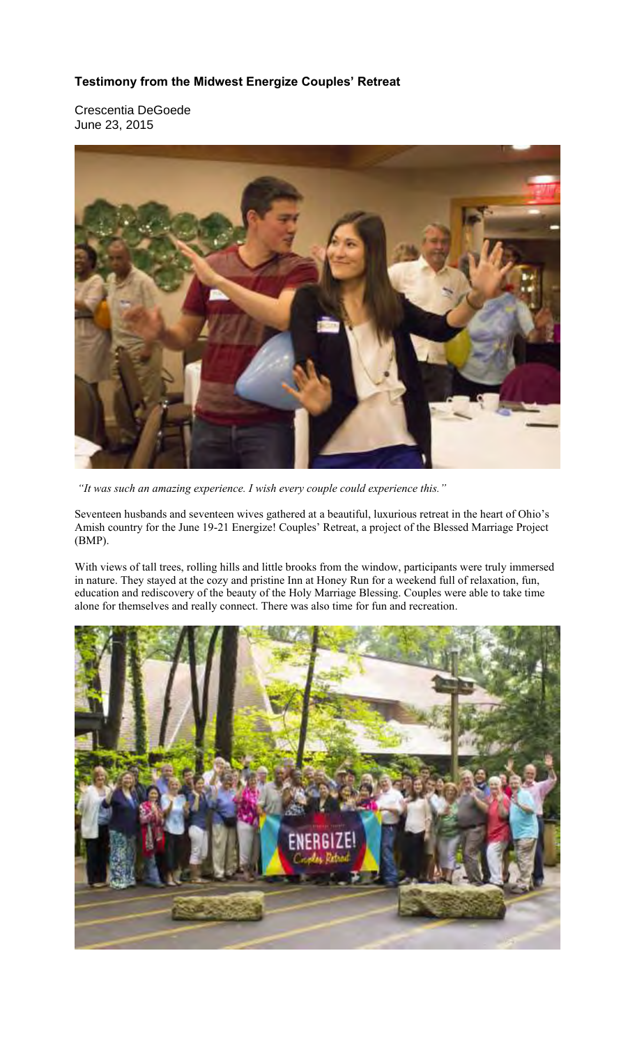**Testimony from the Midwest Energize Couples' Retreat**

Crescentia DeGoede
June 23, 2015

*"It was such an amazing experience. I wish every couple could experience this."*

Seventeen husbands and seventeen wives gathered at a beautiful, luxurious retreat in the heart of Ohio's Amish country for the June 19-21 Energize! Couples' Retreat, a project of the Blessed Marriage Project (BMP).

With views of tall trees, rolling hills and little brooks from the window, participants were truly immersed in nature. They stayed at the cozy and pristine Inn at Honey Run for a weekend full of relaxation, fun, education and rediscovery of the beauty of the Holy Marriage Blessing. Couples were able to take time alone for themselves and really connect. There was also time for fun and recreation.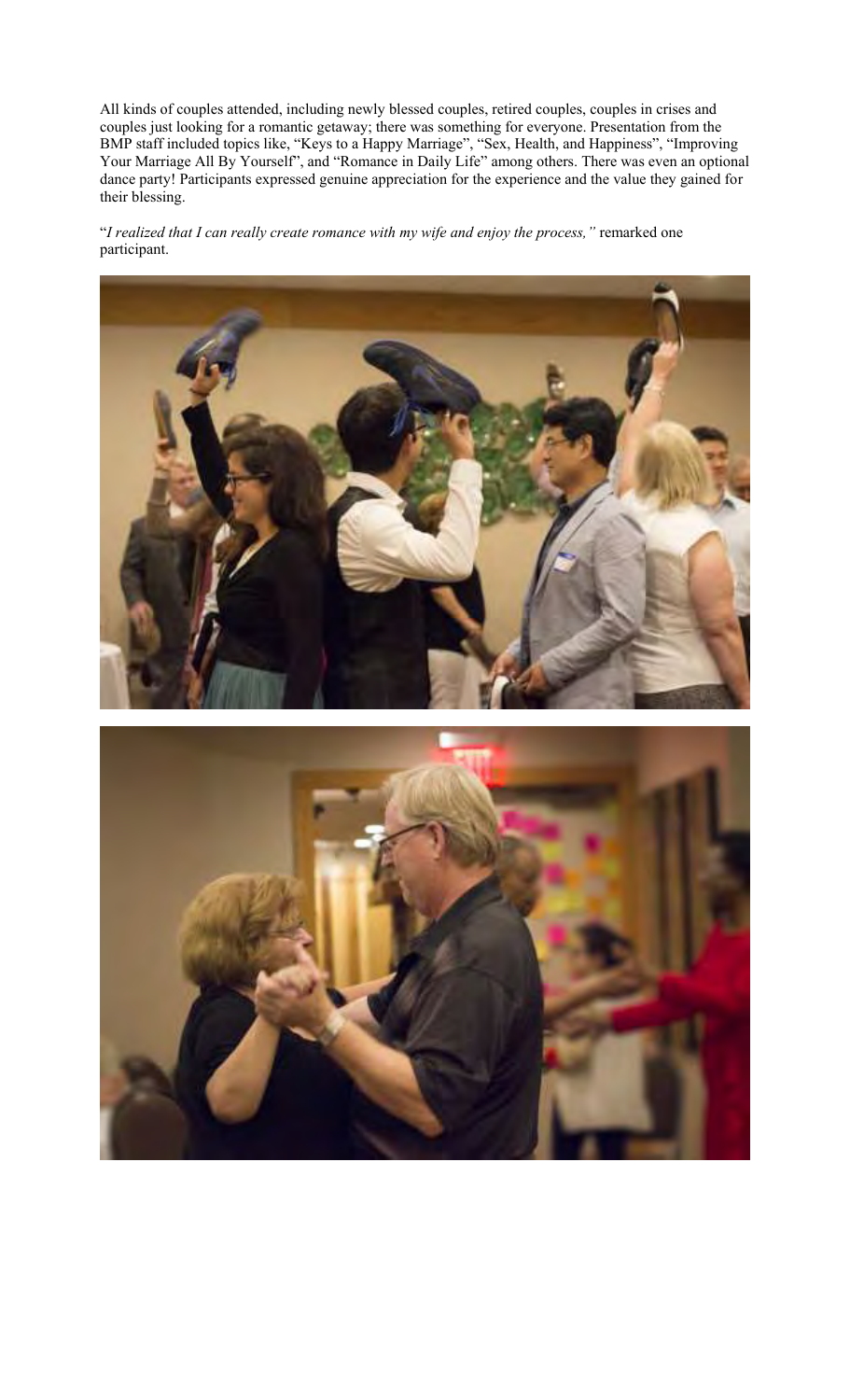All kinds of couples attended, including newly blessed couples, retired couples, couples in crises and couples just looking for a romantic getaway; there was something for everyone. Presentation from the BMP staff included topics like, "Keys to a Happy Marriage", "Sex, Health, and Happiness", "Improving Your Marriage All By Yourself", and "Romance in Daily Life" among others. There was even an optional dance party! Participants expressed genuine appreciation for the experience and the value they gained for their blessing.

"*I realized that I can really create romance with my wife and enjoy the process,"* remarked one participant.